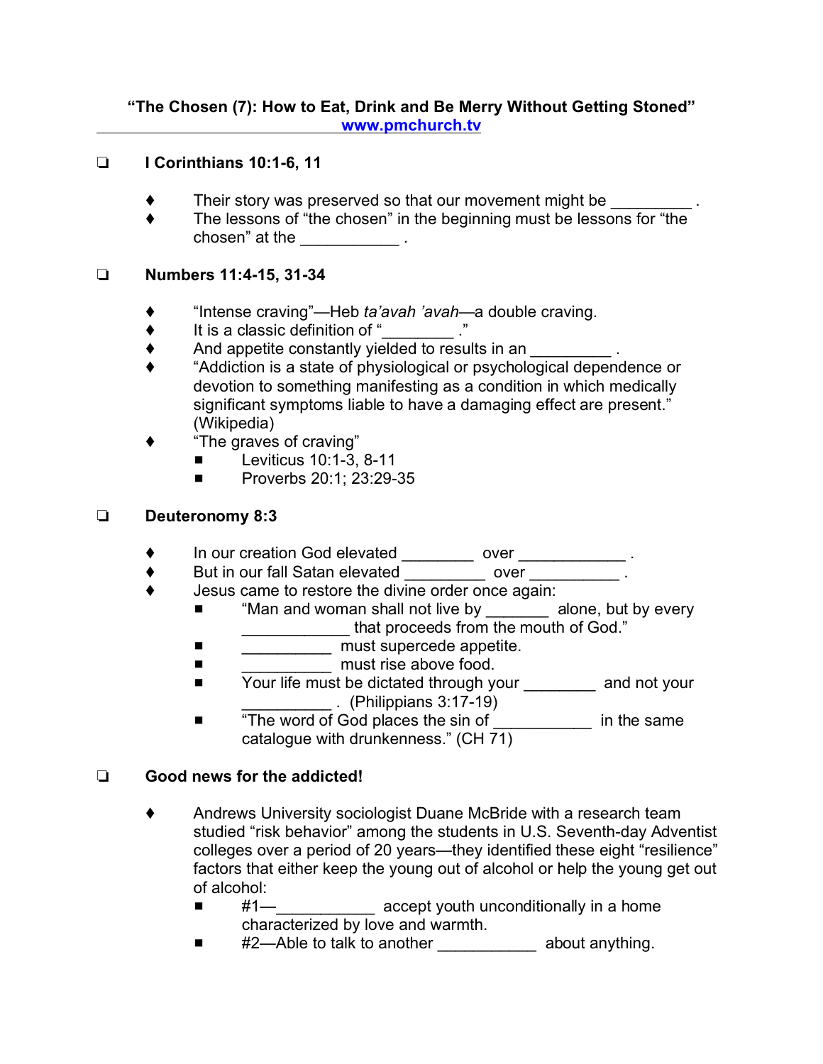**"The Chosen (7): How to Eat, Drink and Be Merry Without Getting Stoned"**

**www.pmchurch.tv**

- **I Corinthians 10:1-6, 11**
  - Their story was preserved so that our movement might be _________ .
  - The lessons of "the chosen" in the beginning must be lessons for "the chosen" at the ___________ .

- **Numbers 11:4-15, 31-34**
  - "Intense craving"—Heb *ta'avah 'avah*—a double craving.
  - It is a classic definition of "________ ."
  - And appetite constantly yielded to results in an _________ .
  - "Addiction is a state of physiological or psychological dependence or devotion to something manifesting as a condition in which medically significant symptoms liable to have a damaging effect are present." (Wikipedia)
  - "The graves of craving"
    - Leviticus 10:1-3, 8-11
    - Proverbs 20:1; 23:29-35

- **Deuteronomy 8:3**
  - In our creation God elevated ________ over ____________ .
  - But in our fall Satan elevated _________ over __________ .
  - Jesus came to restore the divine order once again:
    - "Man and woman shall not live by _______ alone, but by every ____________ that proceeds from the mouth of God."
    - __________ must supercede appetite.
    - __________ must rise above food.
    - Your life must be dictated through your ________ and not your __________ . (Philippians 3:17-19)
    - "The word of God places the sin of ___________ in the same catalogue with drunkenness." (CH 71)

- **Good news for the addicted!**
  - Andrews University sociologist Duane McBride with a research team studied "risk behavior" among the students in U.S. Seventh-day Adventist colleges over a period of 20 years—they identified these eight "resilience" factors that either keep the young out of alcohol or help the young get out of alcohol:
    - #1—___________ accept youth unconditionally in a home characterized by love and warmth.
    - #2—Able to talk to another ___________ about anything.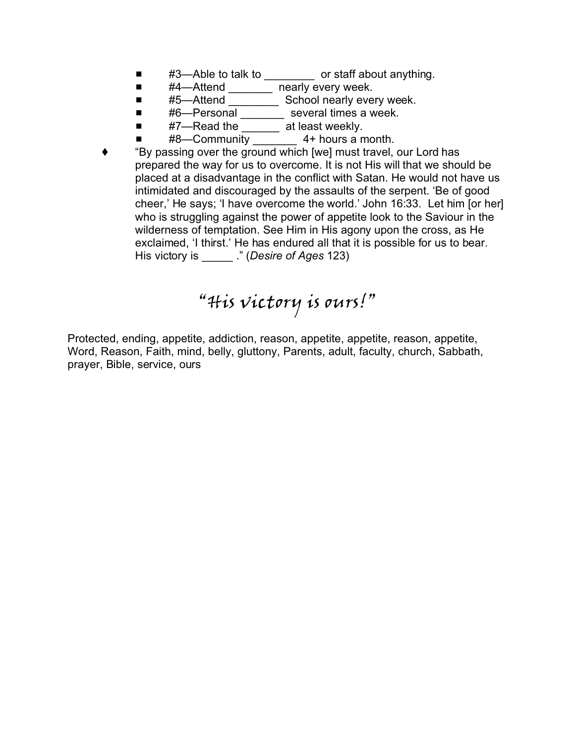- #3—Able to talk to ________ or staff about anything.
- #4—Attend _______ nearly every week.
- #5—Attend ________ School nearly every week.
- #6—Personal _______ several times a week.
- #7—Read the ______ at least weekly.
- #8—Community _______ 4+ hours a month.

♦ "By passing over the ground which [we] must travel, our Lord has prepared the way for us to overcome. It is not His will that we should be placed at a disadvantage in the conflict with Satan. He would not have us intimidated and discouraged by the assaults of the serpent. 'Be of good cheer,' He says; 'I have overcome the world.' John 16:33. Let him [or her] who is struggling against the power of appetite look to the Saviour in the wilderness of temptation. See Him in His agony upon the cross, as He exclaimed, 'I thirst.' He has endured all that it is possible for us to bear. His victory is _____ ." (*Desire of Ages* 123)

## "His victory is ours!"

Protected, ending, appetite, addiction, reason, appetite, appetite, reason, appetite, Word, Reason, Faith, mind, belly, gluttony, Parents, adult, faculty, church, Sabbath, prayer, Bible, service, ours